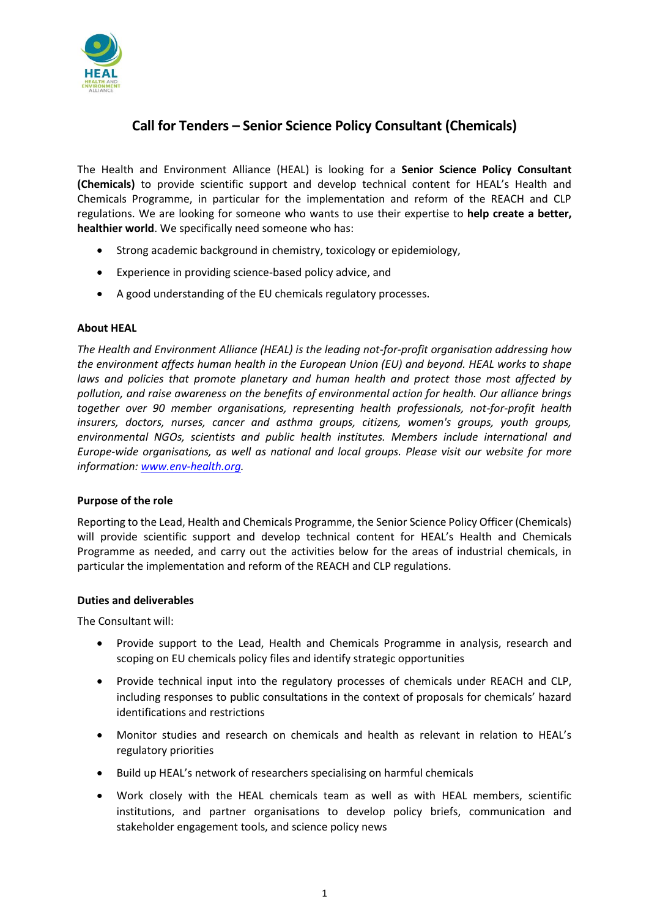# Call for Tenders – Senior Science Policy Consultant (Chemicals)

The Health and Environment Alliance (HEAL) is looking for a **Senior Science Policy Consultant (Chemicals)** to provide scientific support and develop technical content for HEAL's Health and Chemicals Programme, in particular for the implementation and reform of the REACH and CLP regulations. We are looking for someone who wants to use their expertise to **help create a better, healthier world**. We specifically need someone who has:

- Strong academic background in chemistry, toxicology or epidemiology,
- Experience in providing science-based policy advice, and
- A good understanding of the EU chemicals regulatory processes.

### About HEAL

*The Health and Environment Alliance (HEAL) is the leading not-for-profit organisation addressing how the environment affects human health in the European Union (EU) and beyond. HEAL works to shape laws and policies that promote planetary and human health and protect those most affected by pollution, and raise awareness on the benefits of environmental action for health. Our alliance brings together over 90 member organisations, representing health professionals, not-for-profit health insurers, doctors, nurses, cancer and asthma groups, citizens, women's groups, youth groups, environmental NGOs, scientists and public health institutes. Members include international and Europe-wide organisations, as well as national and local groups. Please visit our website for more information: [www.env-health.org](http://www.env-health.org).*

### Purpose of the role

Reporting to the Lead, Health and Chemicals Programme, the Senior Science Policy Officer (Chemicals) will provide scientific support and develop technical content for HEAL's Health and Chemicals Programme as needed, and carry out the activities below for the areas of industrial chemicals, in particular the implementation and reform of the REACH and CLP regulations.

### Duties and deliverables

The Consultant will:

- Provide support to the Lead, Health and Chemicals Programme in analysis, research and scoping on EU chemicals policy files and identify strategic opportunities
- Provide technical input into the regulatory processes of chemicals under REACH and CLP, including responses to public consultations in the context of proposals for chemicals' hazard identifications and restrictions
- Monitor studies and research on chemicals and health as relevant in relation to HEAL's regulatory priorities
- Build up HEAL's network of researchers specialising on harmful chemicals
- Work closely with the HEAL chemicals team as well as with HEAL members, scientific institutions, and partner organisations to develop policy briefs, communication and stakeholder engagement tools, and science policy news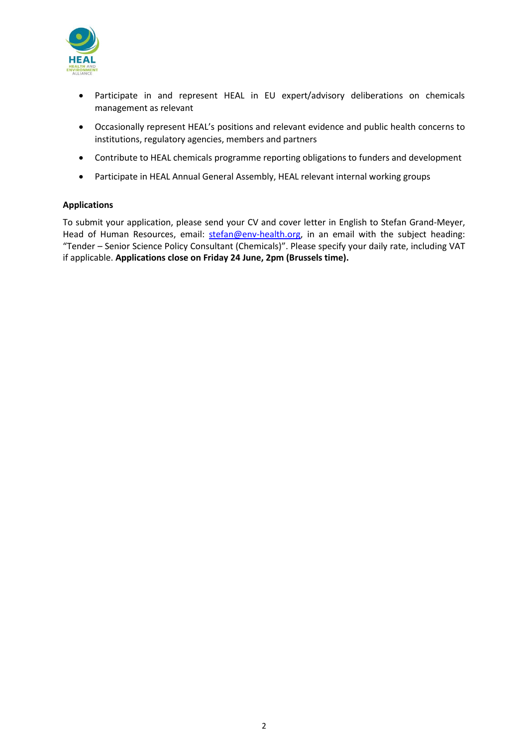- Participate in and represent HEAL in EU expert/advisory deliberations on chemicals management as relevant
- Occasionally represent HEAL's positions and relevant evidence and public health concerns to institutions, regulatory agencies, members and partners
- Contribute to HEAL chemicals programme reporting obligations to funders and development
- Participate in HEAL Annual General Assembly, HEAL relevant internal working groups

**Applications**

To submit your application, please send your CV and cover letter in English to Stefan Grand-Meyer, Head of Human Resources, email: stefan@env-health.org, in an email with the subject heading: "Tender – Senior Science Policy Consultant (Chemicals)". Please specify your daily rate, including VAT if applicable. **Applications close on Friday 24 June, 2pm (Brussels time).**